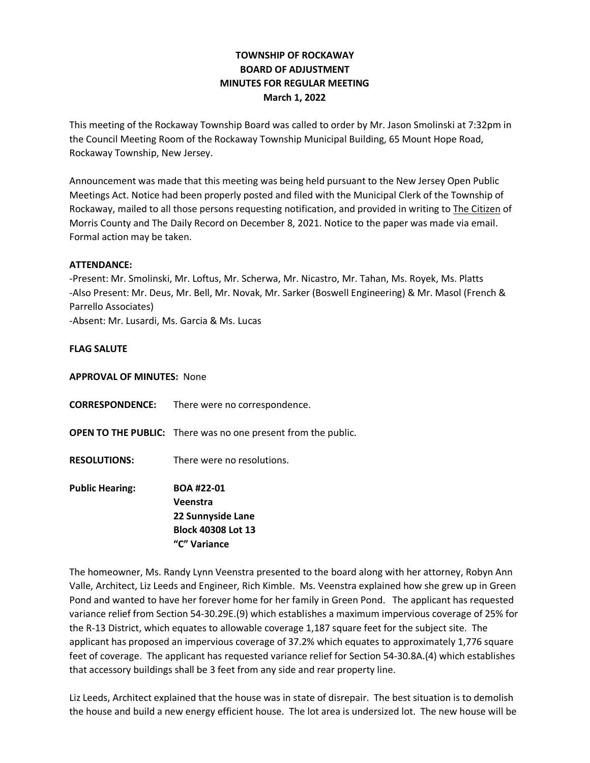# TOWNSHIP OF ROCKAWAY
# BOARD OF ADJUSTMENT
# MINUTES FOR REGULAR MEETING
# March 1, 2022

This meeting of the Rockaway Township Board was called to order by Mr. Jason Smolinski at 7:32pm in the Council Meeting Room of the Rockaway Township Municipal Building, 65 Mount Hope Road, Rockaway Township, New Jersey.

Announcement was made that this meeting was being held pursuant to the New Jersey Open Public Meetings Act. Notice had been properly posted and filed with the Municipal Clerk of the Township of Rockaway, mailed to all those persons requesting notification, and provided in writing to The Citizen of Morris County and The Daily Record on December 8, 2021. Notice to the paper was made via email. Formal action may be taken.

**ATTENDANCE:**

-Present: Mr. Smolinski, Mr. Loftus, Mr. Scherwa, Mr. Nicastro, Mr. Tahan, Ms. Royek, Ms. Platts
-Also Present: Mr. Deus, Mr. Bell, Mr. Novak, Mr. Sarker (Boswell Engineering) & Mr. Masol (French & Parrello Associates)
-Absent: Mr. Lusardi, Ms. Garcia & Ms. Lucas

**FLAG SALUTE**

**APPROVAL OF MINUTES:** None

**CORRESPONDENCE:** There were no correspondence.

**OPEN TO THE PUBLIC:** There was no one present from the public.

**RESOLUTIONS:** There were no resolutions.

**Public Hearing:** **BOA #22-01**
**Veenstra**
**22 Sunnyside Lane**
**Block 40308 Lot 13**
**"C" Variance**

The homeowner, Ms. Randy Lynn Veenstra presented to the board along with her attorney, Robyn Ann Valle, Architect, Liz Leeds and Engineer, Rich Kimble. Ms. Veenstra explained how she grew up in Green Pond and wanted to have her forever home for her family in Green Pond. The applicant has requested variance relief from Section 54-30.29E.(9) which establishes a maximum impervious coverage of 25% for the R-13 District, which equates to allowable coverage 1,187 square feet for the subject site. The applicant has proposed an impervious coverage of 37.2% which equates to approximately 1,776 square feet of coverage. The applicant has requested variance relief for Section 54-30.8A.(4) which establishes that accessory buildings shall be 3 feet from any side and rear property line.

Liz Leeds, Architect explained that the house was in state of disrepair. The best situation is to demolish the house and build a new energy efficient house. The lot area is undersized lot. The new house will be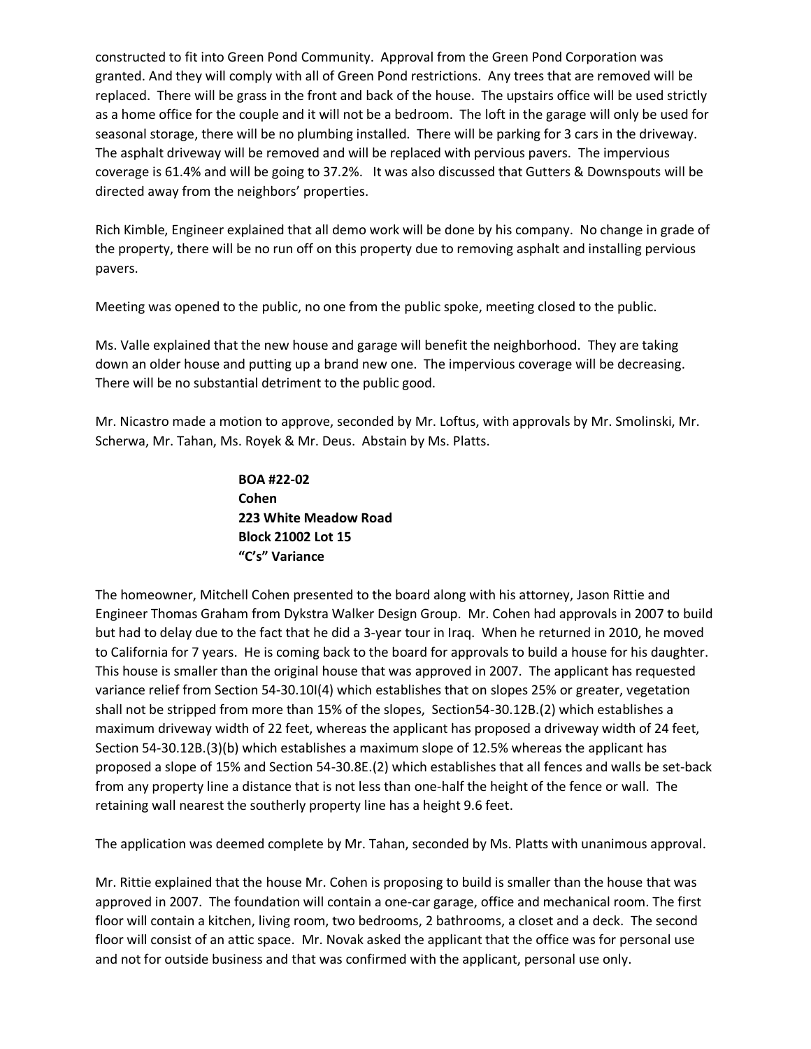constructed to fit into Green Pond Community. Approval from the Green Pond Corporation was granted. And they will comply with all of Green Pond restrictions. Any trees that are removed will be replaced. There will be grass in the front and back of the house. The upstairs office will be used strictly as a home office for the couple and it will not be a bedroom. The loft in the garage will only be used for seasonal storage, there will be no plumbing installed. There will be parking for 3 cars in the driveway. The asphalt driveway will be removed and will be replaced with pervious pavers. The impervious coverage is 61.4% and will be going to 37.2%. It was also discussed that Gutters & Downspouts will be directed away from the neighbors' properties.

Rich Kimble, Engineer explained that all demo work will be done by his company. No change in grade of the property, there will be no run off on this property due to removing asphalt and installing pervious pavers.

Meeting was opened to the public, no one from the public spoke, meeting closed to the public.

Ms. Valle explained that the new house and garage will benefit the neighborhood. They are taking down an older house and putting up a brand new one. The impervious coverage will be decreasing. There will be no substantial detriment to the public good.

Mr. Nicastro made a motion to approve, seconded by Mr. Loftus, with approvals by Mr. Smolinski, Mr. Scherwa, Mr. Tahan, Ms. Royek & Mr. Deus. Abstain by Ms. Platts.

**BOA #22-02**
**Cohen**
**223 White Meadow Road**
**Block 21002 Lot 15**
**"C's" Variance**

The homeowner, Mitchell Cohen presented to the board along with his attorney, Jason Rittie and Engineer Thomas Graham from Dykstra Walker Design Group. Mr. Cohen had approvals in 2007 to build but had to delay due to the fact that he did a 3-year tour in Iraq. When he returned in 2010, he moved to California for 7 years. He is coming back to the board for approvals to build a house for his daughter. This house is smaller than the original house that was approved in 2007. The applicant has requested variance relief from Section 54-30.10I(4) which establishes that on slopes 25% or greater, vegetation shall not be stripped from more than 15% of the slopes, Section54-30.12B.(2) which establishes a maximum driveway width of 22 feet, whereas the applicant has proposed a driveway width of 24 feet, Section 54-30.12B.(3)(b) which establishes a maximum slope of 12.5% whereas the applicant has proposed a slope of 15% and Section 54-30.8E.(2) which establishes that all fences and walls be set-back from any property line a distance that is not less than one-half the height of the fence or wall. The retaining wall nearest the southerly property line has a height 9.6 feet.

The application was deemed complete by Mr. Tahan, seconded by Ms. Platts with unanimous approval.

Mr. Rittie explained that the house Mr. Cohen is proposing to build is smaller than the house that was approved in 2007. The foundation will contain a one-car garage, office and mechanical room. The first floor will contain a kitchen, living room, two bedrooms, 2 bathrooms, a closet and a deck. The second floor will consist of an attic space. Mr. Novak asked the applicant that the office was for personal use and not for outside business and that was confirmed with the applicant, personal use only.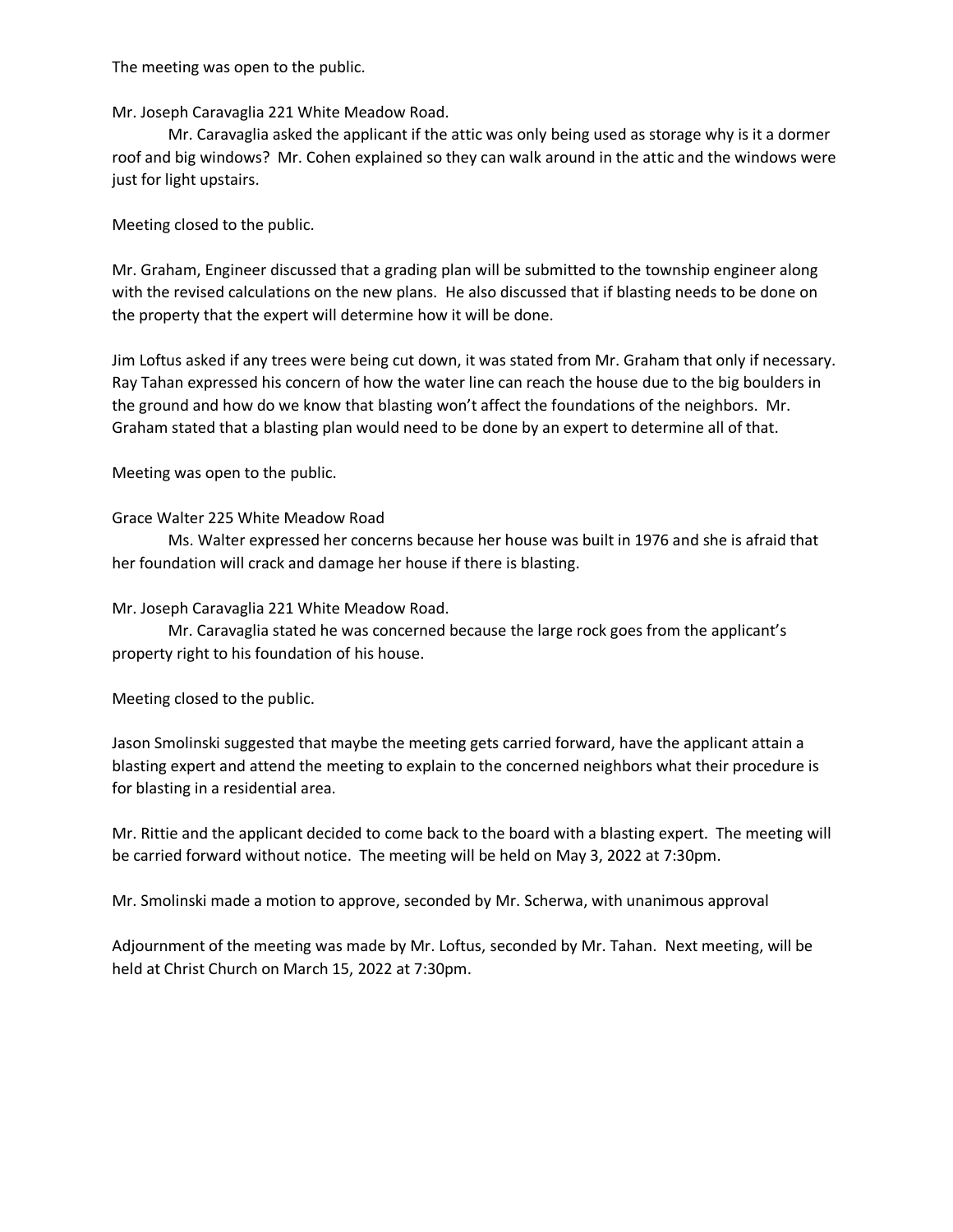The meeting was open to the public.

Mr. Joseph Caravaglia 221 White Meadow Road.

Mr. Caravaglia asked the applicant if the attic was only being used as storage why is it a dormer roof and big windows? Mr. Cohen explained so they can walk around in the attic and the windows were just for light upstairs.

Meeting closed to the public.

Mr. Graham, Engineer discussed that a grading plan will be submitted to the township engineer along with the revised calculations on the new plans. He also discussed that if blasting needs to be done on the property that the expert will determine how it will be done.

Jim Loftus asked if any trees were being cut down, it was stated from Mr. Graham that only if necessary. Ray Tahan expressed his concern of how the water line can reach the house due to the big boulders in the ground and how do we know that blasting won't affect the foundations of the neighbors. Mr. Graham stated that a blasting plan would need to be done by an expert to determine all of that.

Meeting was open to the public.

Grace Walter 225 White Meadow Road

Ms. Walter expressed her concerns because her house was built in 1976 and she is afraid that her foundation will crack and damage her house if there is blasting.

Mr. Joseph Caravaglia 221 White Meadow Road.

Mr. Caravaglia stated he was concerned because the large rock goes from the applicant's property right to his foundation of his house.

Meeting closed to the public.

Jason Smolinski suggested that maybe the meeting gets carried forward, have the applicant attain a blasting expert and attend the meeting to explain to the concerned neighbors what their procedure is for blasting in a residential area.

Mr. Rittie and the applicant decided to come back to the board with a blasting expert. The meeting will be carried forward without notice. The meeting will be held on May 3, 2022 at 7:30pm.

Mr. Smolinski made a motion to approve, seconded by Mr. Scherwa, with unanimous approval

Adjournment of the meeting was made by Mr. Loftus, seconded by Mr. Tahan. Next meeting, will be held at Christ Church on March 15, 2022 at 7:30pm.